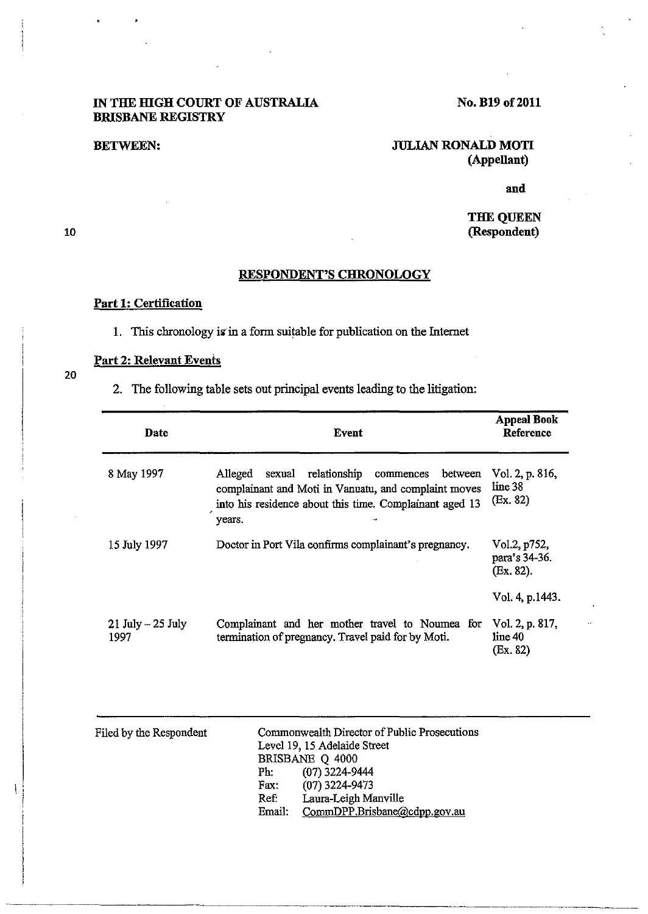IN THE HIGH COURT OF AUSTRALIA
BRISBANE REGISTRY

No. B19 of 2011

BETWEEN:

JULIAN RONALD MOTI
(Appellant)

and

THE QUEEN
(Respondent)

## RESPONDENT'S CHRONOLOGY

### Part 1: Certification

1. This chronology is in a form suitable for publication on the Internet

### Part 2: Relevant Events

2. The following table sets out principal events leading to the litigation:

| Date | Event | Appeal Book Reference |
|---|---|---|
| 8 May 1997 | Alleged sexual relationship commences between complainant and Moti in Vanuatu, and complaint moves into his residence about this time. Complainant aged 13 years. | Vol. 2, p. 816, line 38 (Ex. 82) |
| 15 July 1997 | Doctor in Port Vila confirms complainant's pregnancy. | Vol.2, p752, para's 34-36. (Ex. 82).<br><br>Vol. 4, p.1443. |
| 21 July – 25 July 1997 | Complainant and her mother travel to Noumea for termination of pregnancy. Travel paid for by Moti. | Vol. 2, p. 817, line 40 (Ex. 82) |

Filed by the Respondent

Commonwealth Director of Public Prosecutions
Level 19, 15 Adelaide Street
BRISBANE Q 4000
Ph: (07) 3224-9444
Fax: (07) 3224-9473
Ref: Laura-Leigh Manville
Email: CommDPP.Brisbane@cdpp.gov.au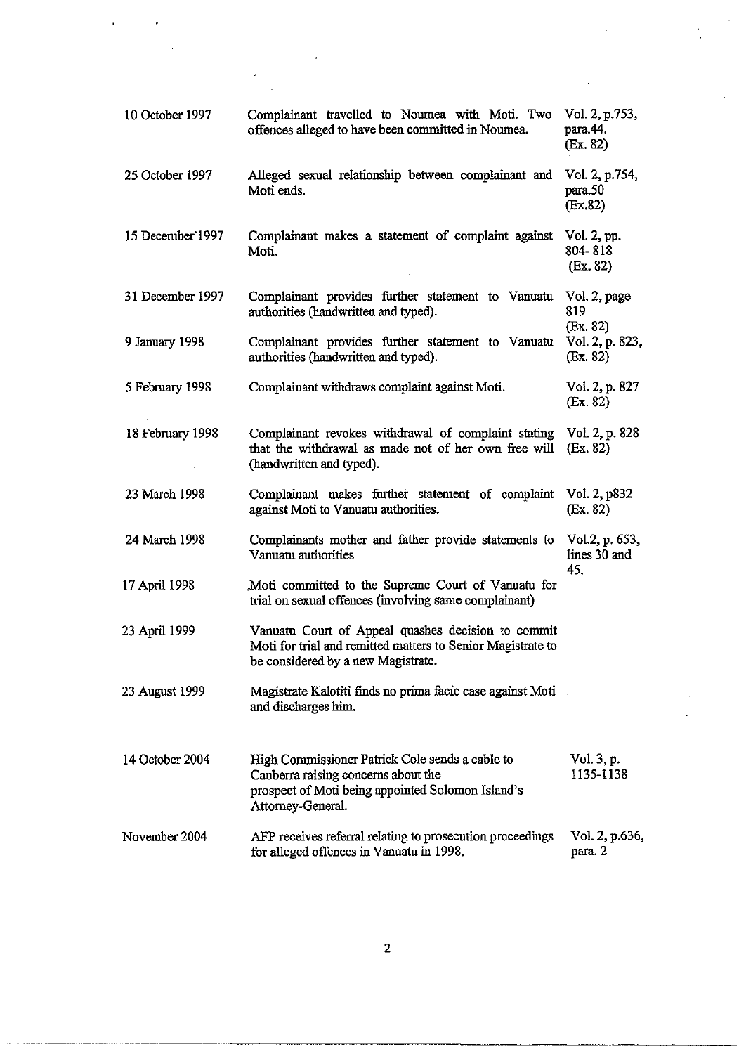| | | |
|---|---|---|
| 10 October 1997 | Complainant travelled to Noumea with Moti. Two offences alleged to have been committed in Noumea. | Vol. 2, p.753, para.44. (Ex. 82) |
| 25 October 1997 | Alleged sexual relationship between complainant and Moti ends. | Vol. 2, p.754, para.50 (Ex.82) |
| 15 December 1997 | Complainant makes a statement of complaint against Moti. | Vol. 2, pp. 804-818 (Ex. 82) |
| 31 December 1997 | Complainant provides further statement to Vanuatu authorities (handwritten and typed). | Vol. 2, page 819 (Ex. 82) |
| 9 January 1998 | Complainant provides further statement to Vanuatu authorities (handwritten and typed). | Vol. 2, p. 823, (Ex. 82) |
| 5 February 1998 | Complainant withdraws complaint against Moti. | Vol. 2, p. 827 (Ex. 82) |
| 18 February 1998 | Complainant revokes withdrawal of complaint stating that the withdrawal as made not of her own free will (handwritten and typed). | Vol. 2, p. 828 (Ex. 82) |
| 23 March 1998 | Complainant makes further statement of complaint against Moti to Vanuatu authorities. | Vol. 2, p832 (Ex. 82) |
| 24 March 1998 | Complainants mother and father provide statements to Vanuatu authorities | Vol.2, p. 653, lines 30 and 45. |
| 17 April 1998 | Moti committed to the Supreme Court of Vanuatu for trial on sexual offences (involving same complainant) | |
| 23 April 1999 | Vanuatu Court of Appeal quashes decision to commit Moti for trial and remitted matters to Senior Magistrate to be considered by a new Magistrate. | |
| 23 August 1999 | Magistrate Kalotiti finds no prima facie case against Moti and discharges him. | |
| 14 October 2004 | High Commissioner Patrick Cole sends a cable to Canberra raising concerns about the prospect of Moti being appointed Solomon Island's Attorney-General. | Vol. 3, p. 1135-1138 |
| November 2004 | AFP receives referral relating to prosecution proceedings for alleged offences in Vanuatu in 1998. | Vol. 2, p.636, para. 2 |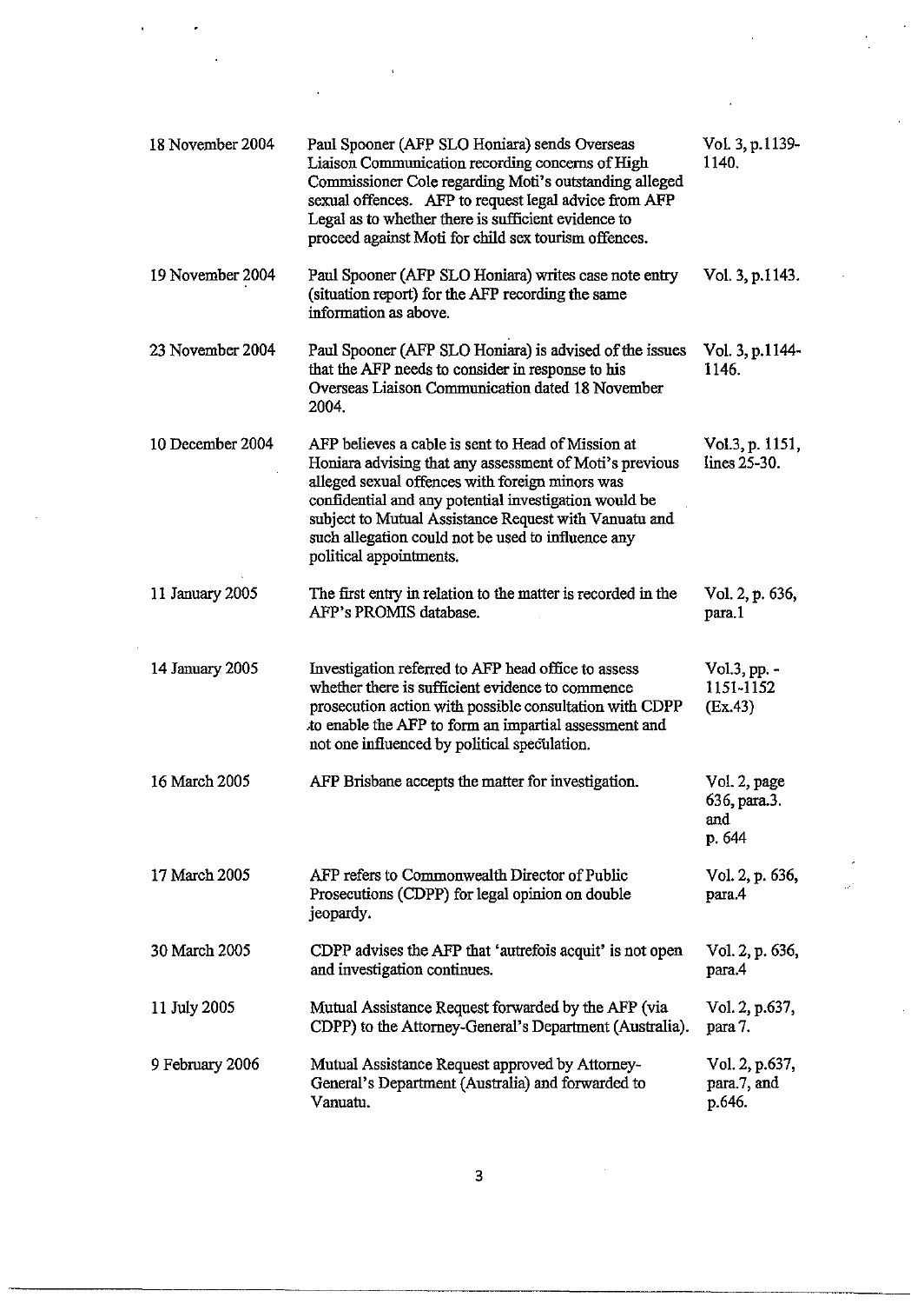| | | |
|---|---|---|
| 18 November 2004 | Paul Spooner (AFP SLO Honiara) sends Overseas Liaison Communication recording concerns of High Commissioner Cole regarding Moti's outstanding alleged sexual offences. AFP to request legal advice from AFP Legal as to whether there is sufficient evidence to proceed against Moti for child sex tourism offences. | Vol. 3, p.1139-1140. |
| 19 November 2004 | Paul Spooner (AFP SLO Honiara) writes case note entry (situation report) for the AFP recording the same information as above. | Vol. 3, p.1143. |
| 23 November 2004 | Paul Spooner (AFP SLO Honiara) is advised of the issues that the AFP needs to consider in response to his Overseas Liaison Communication dated 18 November 2004. | Vol. 3, p.1144-1146. |
| 10 December 2004 | AFP believes a cable is sent to Head of Mission at Honiara advising that any assessment of Moti's previous alleged sexual offences with foreign minors was confidential and any potential investigation would be subject to Mutual Assistance Request with Vanuatu and such allegation could not be used to influence any political appointments. | Vol.3, p. 1151, lines 25-30. |
| 11 January 2005 | The first entry in relation to the matter is recorded in the AFP's PROMIS database. | Vol. 2, p. 636, para.1 |
| 14 January 2005 | Investigation referred to AFP head office to assess whether there is sufficient evidence to commence prosecution action with possible consultation with CDPP to enable the AFP to form an impartial assessment and not one influenced by political speculation. | Vol.3, pp. - 1151-1152 (Ex.43) |
| 16 March 2005 | AFP Brisbane accepts the matter for investigation. | Vol. 2, page 636, para.3. and p. 644 |
| 17 March 2005 | AFP refers to Commonwealth Director of Public Prosecutions (CDPP) for legal opinion on double jeopardy. | Vol. 2, p. 636, para.4 |
| 30 March 2005 | CDPP advises the AFP that 'autrefois acquit' is not open and investigation continues. | Vol. 2, p. 636, para.4 |
| 11 July 2005 | Mutual Assistance Request forwarded by the AFP (via CDPP) to the Attorney-General's Department (Australia). | Vol. 2, p.637, para 7. |
| 9 February 2006 | Mutual Assistance Request approved by Attorney-General's Department (Australia) and forwarded to Vanuatu. | Vol. 2, p.637, para.7, and p.646. |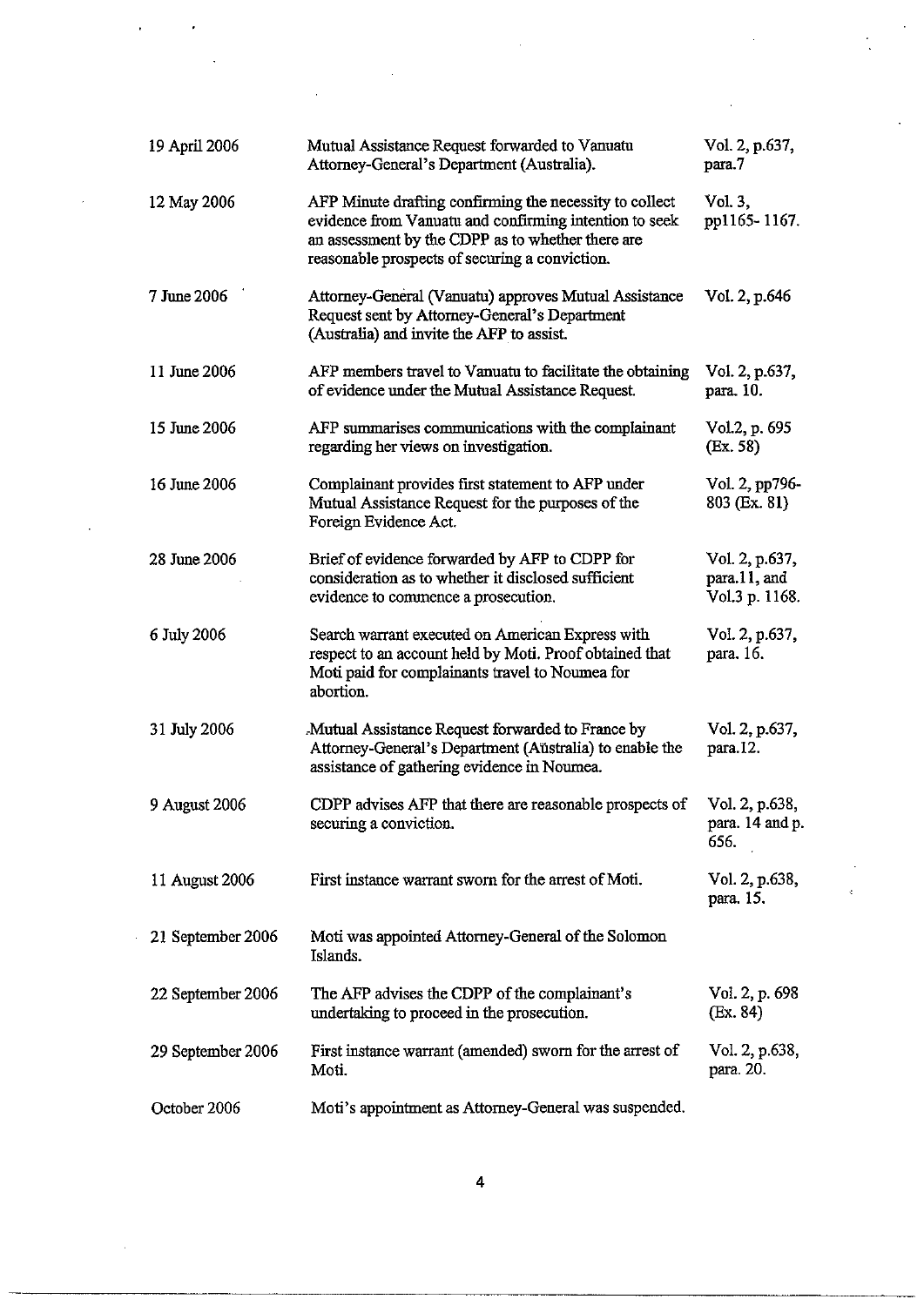| | | |
|---|---|---|
| 19 April 2006 | Mutual Assistance Request forwarded to Vanuatu Attorney-General's Department (Australia). | Vol. 2, p.637, para.7 |
| 12 May 2006 | AFP Minute drafting confirming the necessity to collect evidence from Vanuatu and confirming intention to seek an assessment by the CDPP as to whether there are reasonable prospects of securing a conviction. | Vol. 3, pp1165- 1167. |
| 7 June 2006 | Attorney-General (Vanuatu) approves Mutual Assistance Request sent by Attorney-General's Department (Australia) and invite the AFP to assist. | Vol. 2, p.646 |
| 11 June 2006 | AFP members travel to Vanuatu to facilitate the obtaining of evidence under the Mutual Assistance Request. | Vol. 2, p.637, para. 10. |
| 15 June 2006 | AFP summarises communications with the complainant regarding her views on investigation. | Vol.2, p. 695 (Ex. 58) |
| 16 June 2006 | Complainant provides first statement to AFP under Mutual Assistance Request for the purposes of the Foreign Evidence Act. | Vol. 2, pp796-803 (Ex. 81) |
| 28 June 2006 | Brief of evidence forwarded by AFP to CDPP for consideration as to whether it disclosed sufficient evidence to commence a prosecution. | Vol. 2, p.637, para.11, and Vol.3 p. 1168. |
| 6 July 2006 | Search warrant executed on American Express with respect to an account held by Moti. Proof obtained that Moti paid for complainants travel to Noumea for abortion. | Vol. 2, p.637, para. 16. |
| 31 July 2006 | Mutual Assistance Request forwarded to France by Attorney-General's Department (Australia) to enable the assistance of gathering evidence in Noumea. | Vol. 2, p.637, para.12. |
| 9 August 2006 | CDPP advises AFP that there are reasonable prospects of securing a conviction. | Vol. 2, p.638, para. 14 and p. 656. |
| 11 August 2006 | First instance warrant sworn for the arrest of Moti. | Vol. 2, p.638, para. 15. |
| 21 September 2006 | Moti was appointed Attorney-General of the Solomon Islands. | |
| 22 September 2006 | The AFP advises the CDPP of the complainant's undertaking to proceed in the prosecution. | Vol. 2, p. 698 (Ex. 84) |
| 29 September 2006 | First instance warrant (amended) sworn for the arrest of Moti. | Vol. 2, p.638, para. 20. |
| October 2006 | Moti's appointment as Attorney-General was suspended. | |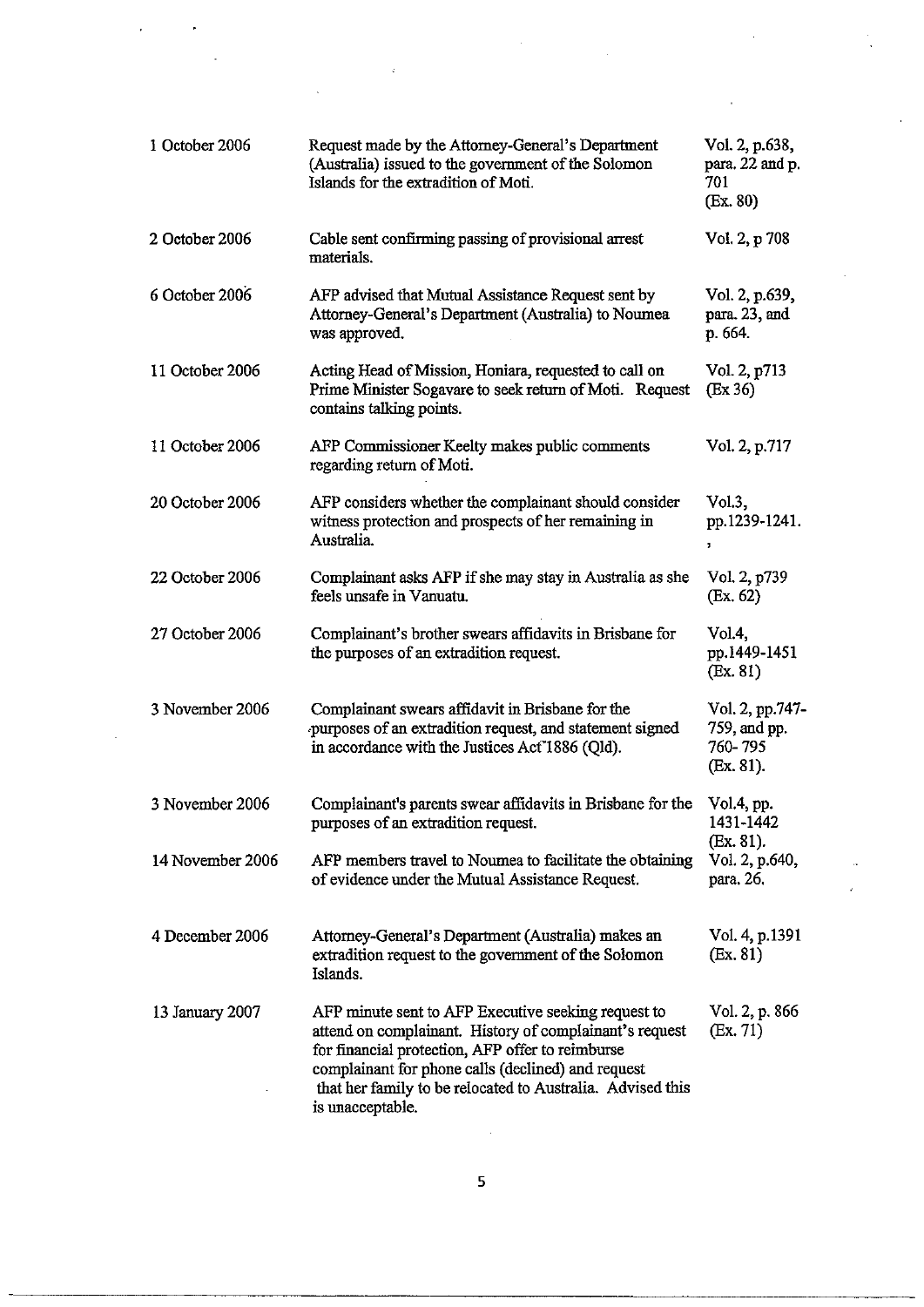| | | |
|---|---|---|
| 1 October 2006 | Request made by the Attorney-General's Department (Australia) issued to the government of the Solomon Islands for the extradition of Moti. | Vol. 2, p.638, para. 22 and p. 701 (Ex. 80) |
| 2 October 2006 | Cable sent confirming passing of provisional arrest materials. | Vol. 2, p 708 |
| 6 October 2006 | AFP advised that Mutual Assistance Request sent by Attorney-General's Department (Australia) to Noumea was approved. | Vol. 2, p.639, para. 23, and p. 664. |
| 11 October 2006 | Acting Head of Mission, Honiara, requested to call on Prime Minister Sogavare to seek return of Moti. Request contains talking points. | Vol. 2, p713 (Ex 36) |
| 11 October 2006 | AFP Commissioner Keelty makes public comments regarding return of Moti. | Vol. 2, p.717 |
| 20 October 2006 | AFP considers whether the complainant should consider witness protection and prospects of her remaining in Australia. | Vol.3, pp.1239-1241. |
| 22 October 2006 | Complainant asks AFP if she may stay in Australia as she feels unsafe in Vanuatu. | Vol. 2, p739 (Ex. 62) |
| 27 October 2006 | Complainant's brother swears affidavits in Brisbane for the purposes of an extradition request. | Vol.4, pp.1449-1451 (Ex. 81) |
| 3 November 2006 | Complainant swears affidavit in Brisbane for the purposes of an extradition request, and statement signed in accordance with the Justices Act 1886 (Qld). | Vol. 2, pp.747-759, and pp. 760-795 (Ex. 81). |
| 3 November 2006 | Complainant's parents swear affidavits in Brisbane for the purposes of an extradition request. | Vol.4, pp. 1431-1442 (Ex. 81). |
| 14 November 2006 | AFP members travel to Noumea to facilitate the obtaining of evidence under the Mutual Assistance Request. | Vol. 2, p.640, para. 26. |
| 4 December 2006 | Attorney-General's Department (Australia) makes an extradition request to the government of the Solomon Islands. | Vol. 4, p.1391 (Ex. 81) |
| 13 January 2007 | AFP minute sent to AFP Executive seeking request to attend on complainant. History of complainant's request for financial protection, AFP offer to reimburse complainant for phone calls (declined) and request that her family to be relocated to Australia. Advised this is unacceptable. | Vol. 2, p. 866 (Ex. 71) |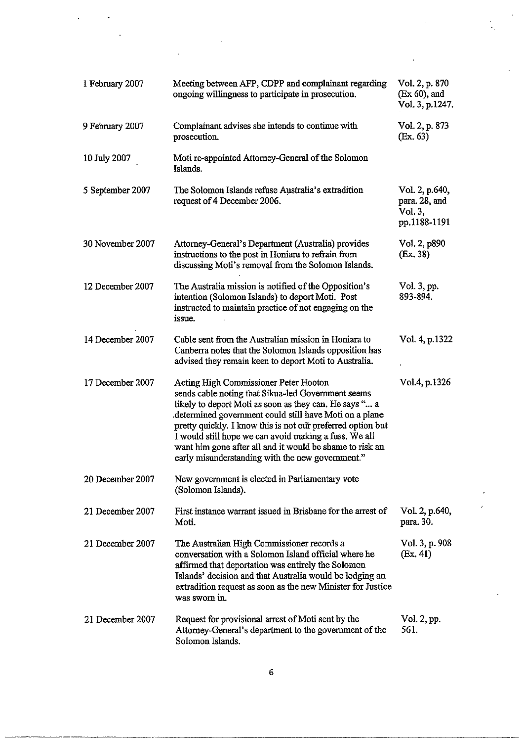| | | |
|---|---|---|
| 1 February 2007 | Meeting between AFP, CDPP and complainant regarding ongoing willingness to participate in prosecution. | Vol. 2, p. 870 (Ex 60), and Vol. 3, p.1247. |
| 9 February 2007 | Complainant advises she intends to continue with prosecution. | Vol. 2, p. 873 (Ex. 63) |
| 10 July 2007 | Moti re-appointed Attorney-General of the Solomon Islands. | |
| 5 September 2007 | The Solomon Islands refuse Australia's extradition request of 4 December 2006. | Vol. 2, p.640, para. 28, and Vol. 3, pp.1188-1191 |
| 30 November 2007 | Attorney-General's Department (Australia) provides instructions to the post in Honiara to refrain from discussing Moti's removal from the Solomon Islands. | Vol. 2, p890 (Ex. 38) |
| 12 December 2007 | The Australia mission is notified of the Opposition's intention (Solomon Islands) to deport Moti. Post instructed to maintain practice of not engaging on the issue. | Vol. 3, pp. 893-894. |
| 14 December 2007 | Cable sent from the Australian mission in Honiara to Canberra notes that the Solomon Islands opposition has advised they remain keen to deport Moti to Australia. | Vol. 4, p.1322 |
| 17 December 2007 | Acting High Commissioner Peter Hooton sends cable noting that Sikua-led Government seems likely to deport Moti as soon as they can. He says "... a determined government could still have Moti on a plane pretty quickly. I know this is not our preferred option but I would still hope we can avoid making a fuss. We all want him gone after all and it would be shame to risk an early misunderstanding with the new government." | Vol.4, p.1326 |
| 20 December 2007 | New government is elected in Parliamentary vote (Solomon Islands). | |
| 21 December 2007 | First instance warrant issued in Brisbane for the arrest of Moti. | Vol. 2, p.640, para. 30. |
| 21 December 2007 | The Australian High Commissioner records a conversation with a Solomon Island official where he affirmed that deportation was entirely the Solomon Islands' decision and that Australia would be lodging an extradition request as soon as the new Minister for Justice was sworn in. | Vol. 3, p. 908 (Ex. 41) |
| 21 December 2007 | Request for provisional arrest of Moti sent by the Attorney-General's department to the government of the Solomon Islands. | Vol. 2, pp. 561. |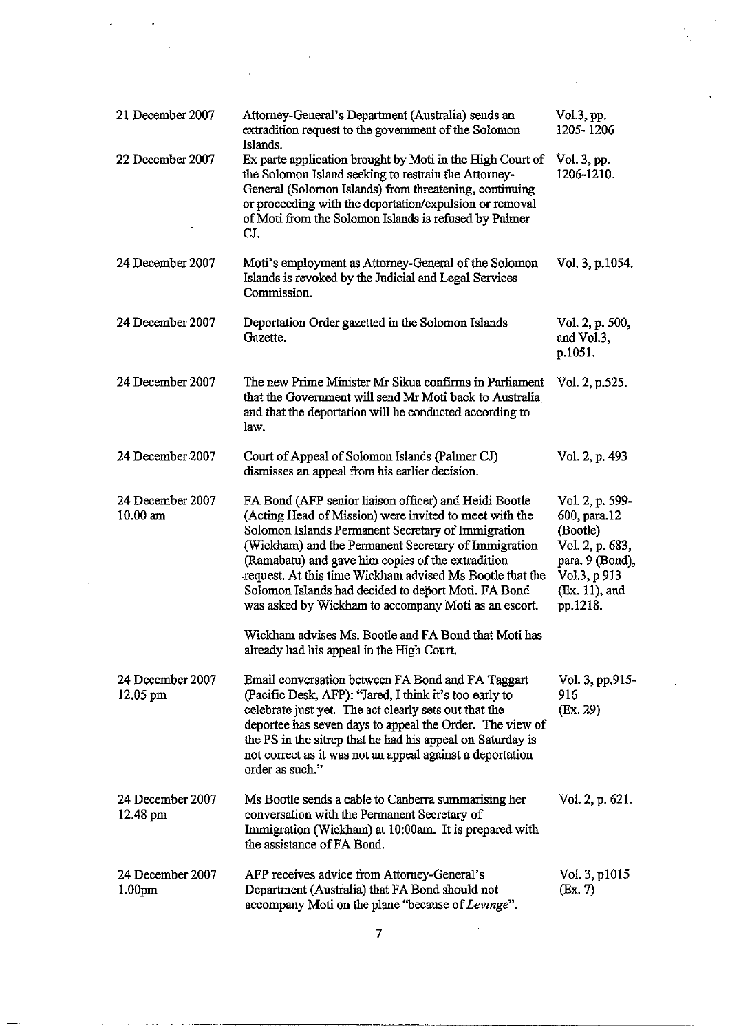| | | |
|---|---|---|
| 21 December 2007 | Attorney-General's Department (Australia) sends an extradition request to the government of the Solomon Islands. | Vol.3, pp. 1205- 1206 |
| 22 December 2007 | Ex parte application brought by Moti in the High Court of the Solomon Island seeking to restrain the Attorney-General (Solomon Islands) from threatening, continuing or proceeding with the deportation/expulsion or removal of Moti from the Solomon Islands is refused by Palmer CJ. | Vol. 3, pp. 1206-1210. |
| 24 December 2007 | Moti's employment as Attorney-General of the Solomon Islands is revoked by the Judicial and Legal Services Commission. | Vol. 3, p.1054. |
| 24 December 2007 | Deportation Order gazetted in the Solomon Islands Gazette. | Vol. 2, p. 500, and Vol.3, p.1051. |
| 24 December 2007 | The new Prime Minister Mr Sikua confirms in Parliament that the Government will send Mr Moti back to Australia and that the deportation will be conducted according to law. | Vol. 2, p.525. |
| 24 December 2007 | Court of Appeal of Solomon Islands (Palmer CJ) dismisses an appeal from his earlier decision. | Vol. 2, p. 493 |
| 24 December 2007 10.00 am | FA Bond (AFP senior liaison officer) and Heidi Bootle (Acting Head of Mission) were invited to meet with the Solomon Islands Permanent Secretary of Immigration (Wickham) and the Permanent Secretary of Immigration (Ramabatu) and gave him copies of the extradition request. At this time Wickham advised Ms Bootle that the Solomon Islands had decided to deport Moti. FA Bond was asked by Wickham to accompany Moti as an escort.<br><br>Wickham advises Ms. Bootle and FA Bond that Moti has already had his appeal in the High Court. | Vol. 2, p. 599-600, para.12 (Bootle) Vol. 2, p. 683, para. 9 (Bond), Vol.3, p 913 (Ex. 11), and pp.1218. |
| 24 December 2007 12.05 pm | Email conversation between FA Bond and FA Taggart (Pacific Desk, AFP): "Jared, I think it's too early to celebrate just yet. The act clearly sets out that the deportee has seven days to appeal the Order. The view of the PS in the sitrep that he had his appeal on Saturday is not correct as it was not an appeal against a deportation order as such." | Vol. 3, pp.915-916 (Ex. 29) |
| 24 December 2007 12.48 pm | Ms Bootle sends a cable to Canberra summarising her conversation with the Permanent Secretary of Immigration (Wickham) at 10:00am. It is prepared with the assistance of FA Bond. | Vol. 2, p. 621. |
| 24 December 2007 1.00pm | AFP receives advice from Attorney-General's Department (Australia) that FA Bond should not accompany Moti on the plane "because of *Levinge*". | Vol. 3, p1015 (Ex. 7) |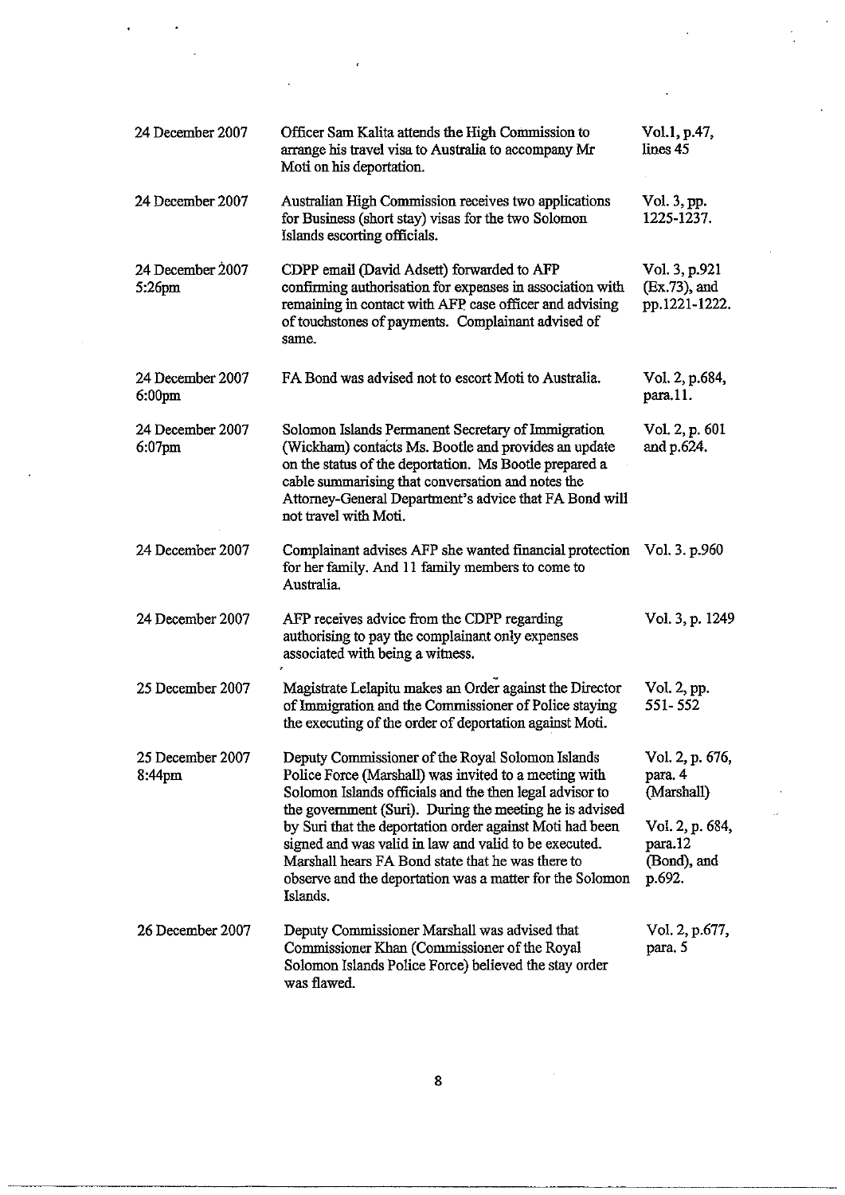| | | |
|---|---|---|
| 24 December 2007 | Officer Sam Kalita attends the High Commission to arrange his travel visa to Australia to accompany Mr Moti on his deportation. | Vol.1, p.47, lines 45 |
| 24 December 2007 | Australian High Commission receives two applications for Business (short stay) visas for the two Solomon Islands escorting officials. | Vol. 3, pp. 1225-1237. |
| 24 December 2007 5:26pm | CDPP email (David Adsett) forwarded to AFP confirming authorisation for expenses in association with remaining in contact with AFP case officer and advising of touchstones of payments. Complainant advised of same. | Vol. 3, p.921 (Ex.73), and pp.1221-1222. |
| 24 December 2007 6:00pm | FA Bond was advised not to escort Moti to Australia. | Vol. 2, p.684, para.11. |
| 24 December 2007 6:07pm | Solomon Islands Permanent Secretary of Immigration (Wickham) contacts Ms. Bootle and provides an update on the status of the deportation. Ms Bootle prepared a cable summarising that conversation and notes the Attorney-General Department's advice that FA Bond will not travel with Moti. | Vol. 2, p. 601 and p.624. |
| 24 December 2007 | Complainant advises AFP she wanted financial protection for her family. And 11 family members to come to Australia. | Vol. 3. p.960 |
| 24 December 2007 | AFP receives advice from the CDPP regarding authorising to pay the complainant only expenses associated with being a witness. | Vol. 3, p. 1249 |
| 25 December 2007 | Magistrate Lelapitu makes an Order against the Director of Immigration and the Commissioner of Police staying the executing of the order of deportation against Moti. | Vol. 2, pp. 551-552 |
| 25 December 2007 8:44pm | Deputy Commissioner of the Royal Solomon Islands Police Force (Marshall) was invited to a meeting with Solomon Islands officials and the then legal advisor to the government (Suri). During the meeting he is advised by Suri that the deportation order against Moti had been signed and was valid in law and valid to be executed. Marshall hears FA Bond state that he was there to observe and the deportation was a matter for the Solomon Islands. | Vol. 2, p. 676, para. 4 (Marshall) Vol. 2, p. 684, para.12 (Bond), and p.692. |
| 26 December 2007 | Deputy Commissioner Marshall was advised that Commissioner Khan (Commissioner of the Royal Solomon Islands Police Force) believed the stay order was flawed. | Vol. 2, p.677, para. 5 |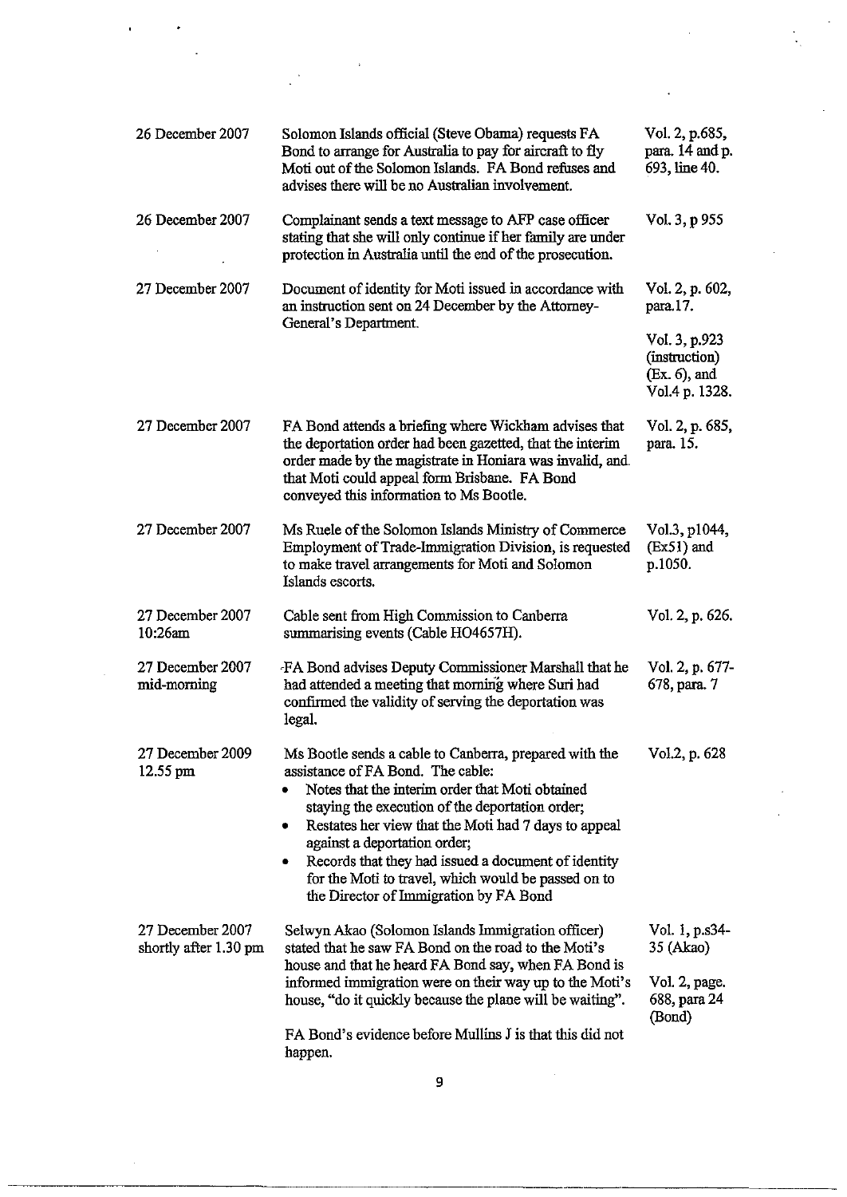| | | |
|---|---|---|
| 26 December 2007 | Solomon Islands official (Steve Obama) requests FA Bond to arrange for Australia to pay for aircraft to fly Moti out of the Solomon Islands. FA Bond refuses and advises there will be no Australian involvement. | Vol. 2, p.685, para. 14 and p. 693, line 40. |
| 26 December 2007 | Complainant sends a text message to AFP case officer stating that she will only continue if her family are under protection in Australia until the end of the prosecution. | Vol. 3, p 955 |
| 27 December 2007 | Document of identity for Moti issued in accordance with an instruction sent on 24 December by the Attorney-General's Department. | Vol. 2, p. 602, para.17.<br><br>Vol. 3, p.923 (instruction) (Ex. 6), and Vol.4 p. 1328. |
| 27 December 2007 | FA Bond attends a briefing where Wickham advises that the deportation order had been gazetted, that the interim order made by the magistrate in Honiara was invalid, and that Moti could appeal form Brisbane. FA Bond conveyed this information to Ms Bootle. | Vol. 2, p. 685, para. 15. |
| 27 December 2007 | Ms Ruele of the Solomon Islands Ministry of Commerce Employment of Trade-Immigration Division, is requested to make travel arrangements for Moti and Solomon Islands escorts. | Vol.3, p1044, (Ex51) and p.1050. |
| 27 December 2007 10:26am | Cable sent from High Commission to Canberra summarising events (Cable HO4657H). | Vol. 2, p. 626. |
| 27 December 2007 mid-morning | FA Bond advises Deputy Commissioner Marshall that he had attended a meeting that morning where Suri had confirmed the validity of serving the deportation was legal. | Vol. 2, p. 677-678, para. 7 |
| 27 December 2009 12.55 pm | Ms Bootle sends a cable to Canberra, prepared with the assistance of FA Bond. The cable:<br>• Notes that the interim order that Moti obtained staying the execution of the deportation order;<br>• Restates her view that the Moti had 7 days to appeal against a deportation order;<br>• Records that they had issued a document of identity for the Moti to travel, which would be passed on to the Director of Immigration by FA Bond | Vol.2, p. 628 |
| 27 December 2007 shortly after 1.30 pm | Selwyn Akao (Solomon Islands Immigration officer) stated that he saw FA Bond on the road to the Moti's house and that he heard FA Bond say, when FA Bond is informed immigration were on their way up to the Moti's house, "do it quickly because the plane will be waiting".<br><br>FA Bond's evidence before Mullins J is that this did not happen. | Vol. 1, p.s34-35 (Akao)<br><br>Vol. 2, page. 688, para 24 (Bond) |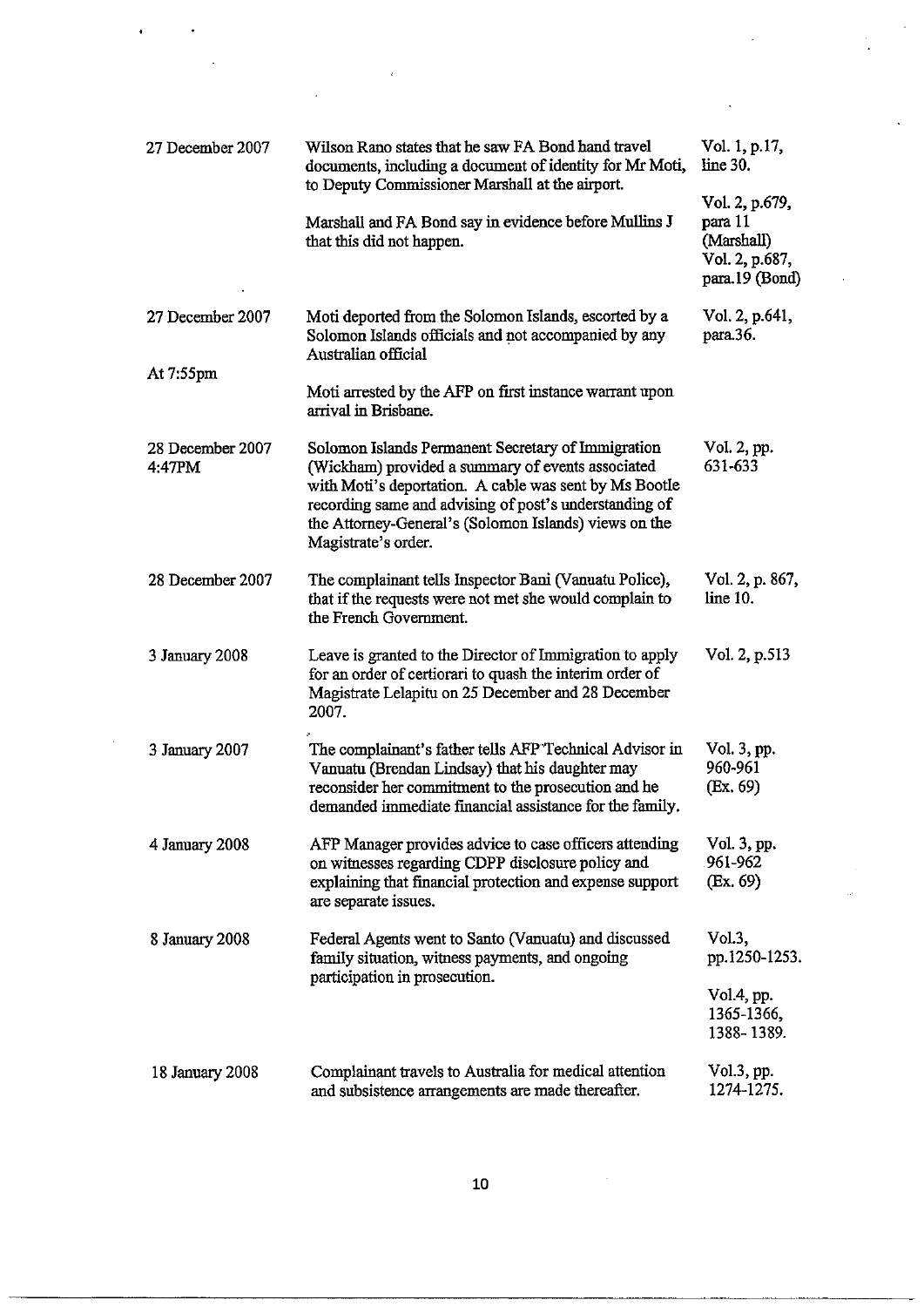| | | |
|---|---|---|
| 27 December 2007 | Wilson Rano states that he saw FA Bond hand travel documents, including a document of identity for Mr Moti, to Deputy Commissioner Marshall at the airport.<br><br>Marshall and FA Bond say in evidence before Mullins J that this did not happen. | Vol. 1, p.17, line 30.<br><br>Vol. 2, p.679, para 11 (Marshall) Vol. 2, p.687, para.19 (Bond) |
| 27 December 2007<br><br>At 7:55pm | Moti deported from the Solomon Islands, escorted by a Solomon Islands officials and not accompanied by any Australian official<br><br>Moti arrested by the AFP on first instance warrant upon arrival in Brisbane. | Vol. 2, p.641, para.36. |
| 28 December 2007 4:47PM | Solomon Islands Permanent Secretary of Immigration (Wickham) provided a summary of events associated with Moti's deportation. A cable was sent by Ms Bootle recording same and advising of post's understanding of the Attorney-General's (Solomon Islands) views on the Magistrate's order. | Vol. 2, pp. 631-633 |
| 28 December 2007 | The complainant tells Inspector Bani (Vanuatu Police), that if the requests were not met she would complain to the French Government. | Vol. 2, p. 867, line 10. |
| 3 January 2008 | Leave is granted to the Director of Immigration to apply for an order of certiorari to quash the interim order of Magistrate Lelapitu on 25 December and 28 December 2007. | Vol. 2, p.513 |
| 3 January 2007 | The complainant's father tells AFP Technical Advisor in Vanuatu (Brendan Lindsay) that his daughter may reconsider her commitment to the prosecution and he demanded immediate financial assistance for the family. | Vol. 3, pp. 960-961 (Ex. 69) |
| 4 January 2008 | AFP Manager provides advice to case officers attending on witnesses regarding CDPP disclosure policy and explaining that financial protection and expense support are separate issues. | Vol. 3, pp. 961-962 (Ex. 69) |
| 8 January 2008 | Federal Agents went to Santo (Vanuatu) and discussed family situation, witness payments, and ongoing participation in prosecution. | Vol.3, pp.1250-1253.<br><br>Vol.4, pp. 1365-1366, 1388- 1389. |
| 18 January 2008 | Complainant travels to Australia for medical attention and subsistence arrangements are made thereafter. | Vol.3, pp. 1274-1275. |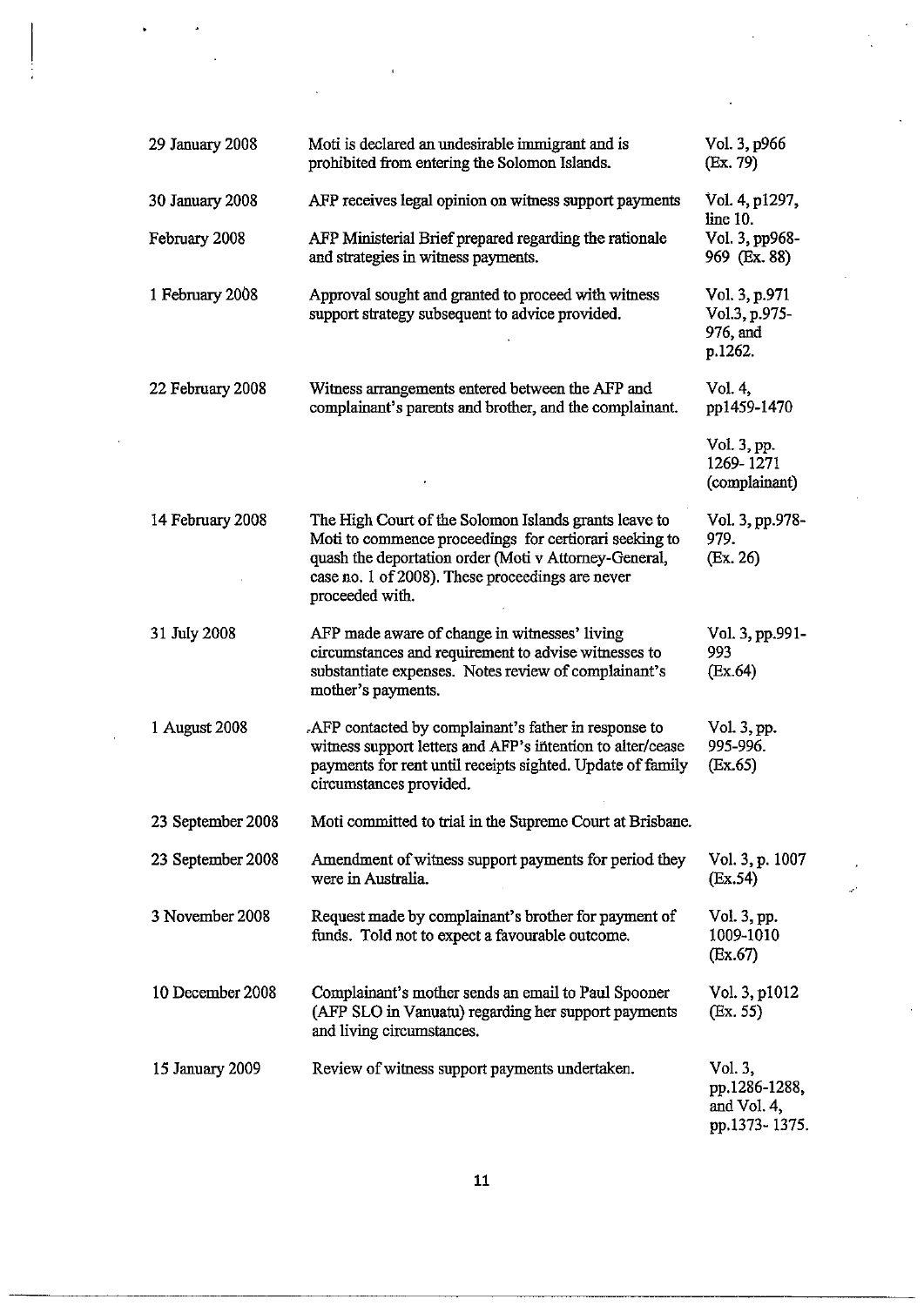| | | |
|---|---|---|
| 29 January 2008 | Moti is declared an undesirable immigrant and is prohibited from entering the Solomon Islands. | Vol. 3, p966 (Ex. 79) |
| 30 January 2008 | AFP receives legal opinion on witness support payments | Vol. 4, p1297, line 10. |
| February 2008 | AFP Ministerial Brief prepared regarding the rationale and strategies in witness payments. | Vol. 3, pp968-969 (Ex. 88) |
| 1 February 2008 | Approval sought and granted to proceed with witness support strategy subsequent to advice provided. | Vol. 3, p.971 Vol.3, p.975-976, and p.1262. |
| 22 February 2008 | Witness arrangements entered between the AFP and complainant's parents and brother, and the complainant. | Vol. 4, pp1459-1470<br><br>Vol. 3, pp. 1269- 1271 (complainant) |
| 14 February 2008 | The High Court of the Solomon Islands grants leave to Moti to commence proceedings for certiorari seeking to quash the deportation order (Moti v Attorney-General, case no. 1 of 2008). These proceedings are never proceeded with. | Vol. 3, pp.978-979. (Ex. 26) |
| 31 July 2008 | AFP made aware of change in witnesses' living circumstances and requirement to advise witnesses to substantiate expenses. Notes review of complainant's mother's payments. | Vol. 3, pp.991-993 (Ex.64) |
| 1 August 2008 | AFP contacted by complainant's father in response to witness support letters and AFP's intention to alter/cease payments for rent until receipts sighted. Update of family circumstances provided. | Vol. 3, pp. 995-996. (Ex.65) |
| 23 September 2008 | Moti committed to trial in the Supreme Court at Brisbane. | |
| 23 September 2008 | Amendment of witness support payments for period they were in Australia. | Vol. 3, p. 1007 (Ex.54) |
| 3 November 2008 | Request made by complainant's brother for payment of funds. Told not to expect a favourable outcome. | Vol. 3, pp. 1009-1010 (Ex.67) |
| 10 December 2008 | Complainant's mother sends an email to Paul Spooner (AFP SLO in Vanuatu) regarding her support payments and living circumstances. | Vol. 3, p1012 (Ex. 55) |
| 15 January 2009 | Review of witness support payments undertaken. | Vol. 3, pp.1286-1288, and Vol. 4, pp.1373- 1375. |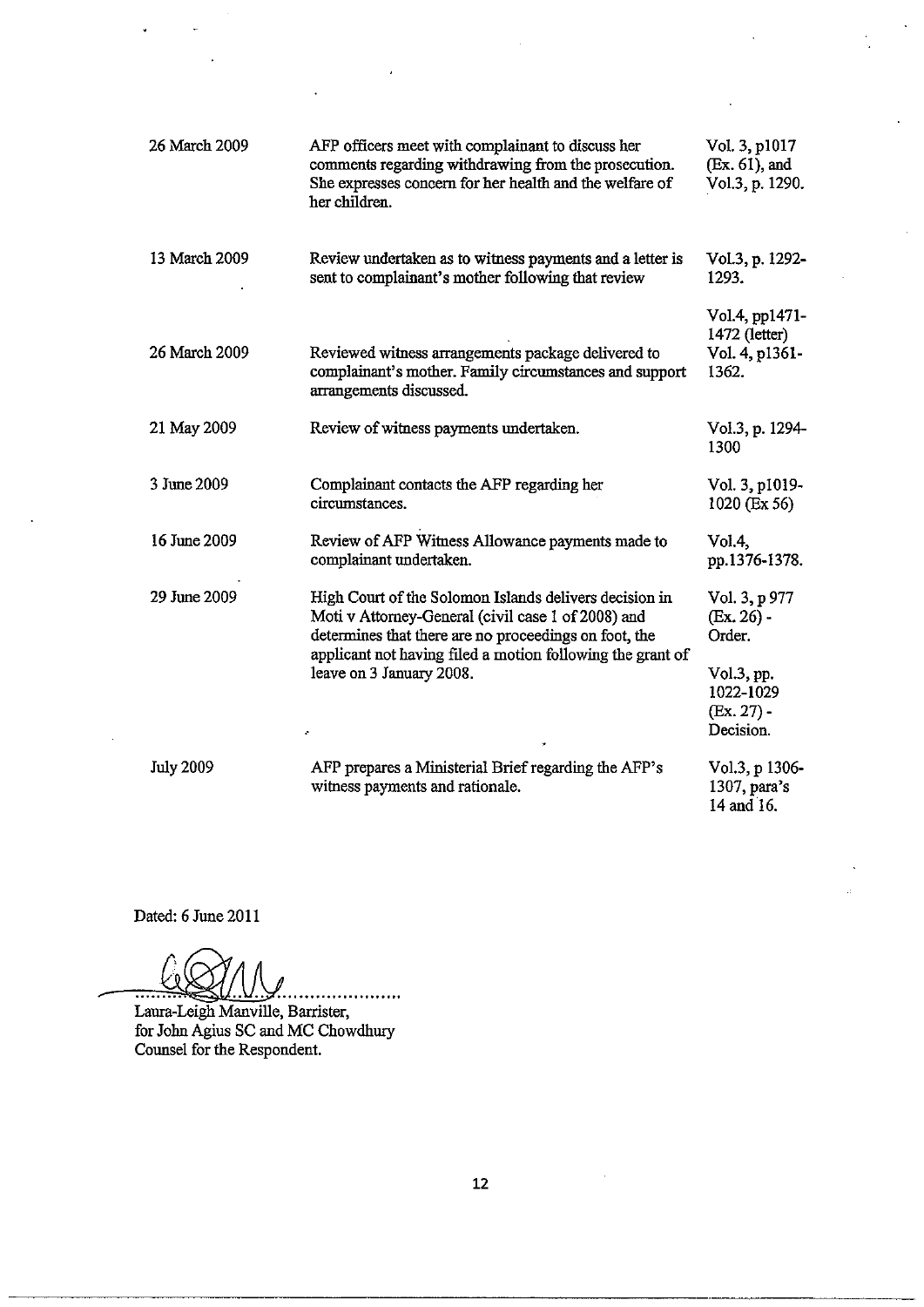| | | |
|---|---|---|
| 26 March 2009 | AFP officers meet with complainant to discuss her comments regarding withdrawing from the prosecution. She expresses concern for her health and the welfare of her children. | Vol. 3, p1017 (Ex. 61), and Vol.3, p. 1290. |
| 13 March 2009 | Review undertaken as to witness payments and a letter is sent to complainant's mother following that review | Vol.3, p. 1292-1293. |
| 26 March 2009 | Reviewed witness arrangements package delivered to complainant's mother. Family circumstances and support arrangements discussed. | Vol.4, pp1471-1472 (letter) Vol. 4, p1361-1362. |
| 21 May 2009 | Review of witness payments undertaken. | Vol.3, p. 1294-1300 |
| 3 June 2009 | Complainant contacts the AFP regarding her circumstances. | Vol. 3, p1019-1020 (Ex 56) |
| 16 June 2009 | Review of AFP Witness Allowance payments made to complainant undertaken. | Vol.4, pp.1376-1378. |
| 29 June 2009 | High Court of the Solomon Islands delivers decision in Moti v Attorney-General (civil case 1 of 2008) and determines that there are no proceedings on foot, the applicant not having filed a motion following the grant of leave on 3 January 2008. | Vol. 3, p 977 (Ex. 26) - Order. Vol.3, pp. 1022-1029 (Ex. 27) - Decision. |
| July 2009 | AFP prepares a Ministerial Brief regarding the AFP's witness payments and rationale. | Vol.3, p 1306-1307, para's 14 and 16. |

Dated: 6 June 2011

Laura-Leigh Manville, Barrister,
for John Agius SC and MC Chowdhury
Counsel for the Respondent.